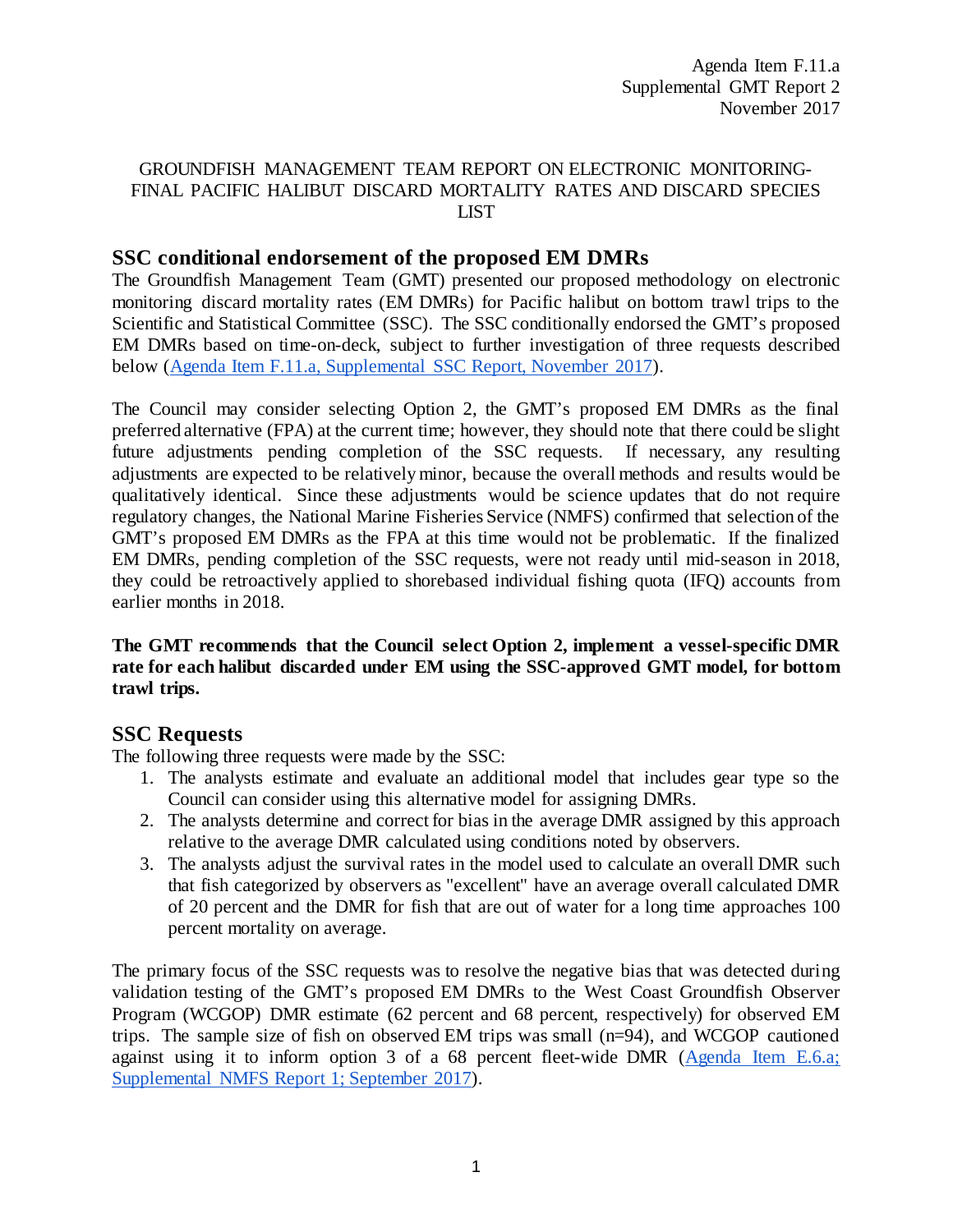Agenda Item F.11.a
Supplemental GMT Report 2
November 2017

# GROUNDFISH MANAGEMENT TEAM REPORT ON ELECTRONIC MONITORING-FINAL PACIFIC HALIBUT DISCARD MORTALITY RATES AND DISCARD SPECIES LIST

## SSC conditional endorsement of the proposed EM DMRs

The Groundfish Management Team (GMT) presented our proposed methodology on electronic monitoring discard mortality rates (EM DMRs) for Pacific halibut on bottom trawl trips to the Scientific and Statistical Committee (SSC). The SSC conditionally endorsed the GMT's proposed EM DMRs based on time-on-deck, subject to further investigation of three requests described below (Agenda Item F.11.a, Supplemental SSC Report, November 2017).

The Council may consider selecting Option 2, the GMT's proposed EM DMRs as the final preferred alternative (FPA) at the current time; however, they should note that there could be slight future adjustments pending completion of the SSC requests. If necessary, any resulting adjustments are expected to be relatively minor, because the overall methods and results would be qualitatively identical. Since these adjustments would be science updates that do not require regulatory changes, the National Marine Fisheries Service (NMFS) confirmed that selection of the GMT's proposed EM DMRs as the FPA at this time would not be problematic. If the finalized EM DMRs, pending completion of the SSC requests, were not ready until mid-season in 2018, they could be retroactively applied to shorebased individual fishing quota (IFQ) accounts from earlier months in 2018.

**The GMT recommends that the Council select Option 2, implement a vessel-specific DMR rate for each halibut discarded under EM using the SSC-approved GMT model, for bottom trawl trips.**

## SSC Requests

The following three requests were made by the SSC:

1. The analysts estimate and evaluate an additional model that includes gear type so the Council can consider using this alternative model for assigning DMRs.
2. The analysts determine and correct for bias in the average DMR assigned by this approach relative to the average DMR calculated using conditions noted by observers.
3. The analysts adjust the survival rates in the model used to calculate an overall DMR such that fish categorized by observers as "excellent" have an average overall calculated DMR of 20 percent and the DMR for fish that are out of water for a long time approaches 100 percent mortality on average.

The primary focus of the SSC requests was to resolve the negative bias that was detected during validation testing of the GMT's proposed EM DMRs to the West Coast Groundfish Observer Program (WCGOP) DMR estimate (62 percent and 68 percent, respectively) for observed EM trips. The sample size of fish on observed EM trips was small (n=94), and WCGOP cautioned against using it to inform option 3 of a 68 percent fleet-wide DMR (Agenda Item E.6.a; Supplemental NMFS Report 1; September 2017).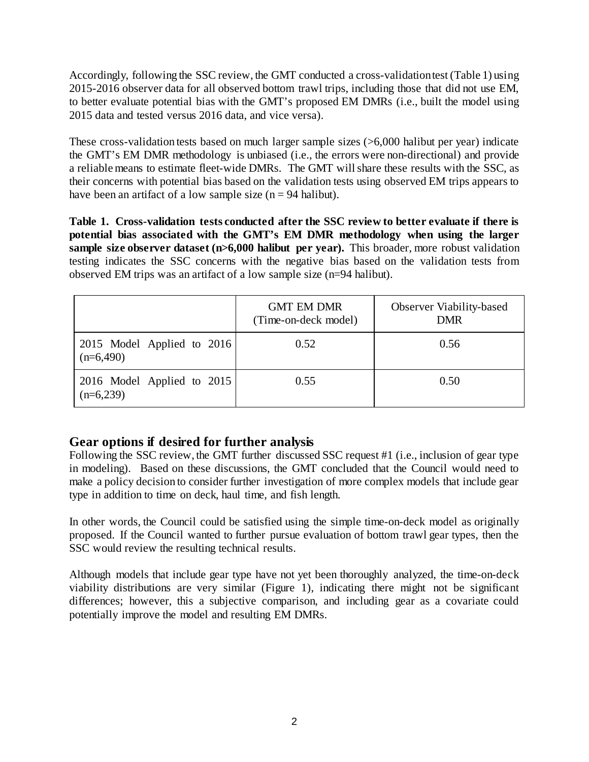Accordingly, following the SSC review, the GMT conducted a cross-validation test (Table 1) using 2015-2016 observer data for all observed bottom trawl trips, including those that did not use EM, to better evaluate potential bias with the GMT's proposed EM DMRs (i.e., built the model using 2015 data and tested versus 2016 data, and vice versa).

These cross-validation tests based on much larger sample sizes (>6,000 halibut per year) indicate the GMT's EM DMR methodology is unbiased (i.e., the errors were non-directional) and provide a reliable means to estimate fleet-wide DMRs. The GMT will share these results with the SSC, as their concerns with potential bias based on the validation tests using observed EM trips appears to have been an artifact of a low sample size (n = 94 halibut).

**Table 1. Cross-validation tests conducted after the SSC review to better evaluate if there is potential bias associated with the GMT's EM DMR methodology when using the larger sample size observer dataset (n>6,000 halibut per year).** This broader, more robust validation testing indicates the SSC concerns with the negative bias based on the validation tests from observed EM trips was an artifact of a low sample size (n=94 halibut).

| | GMT EM DMR (Time-on-deck model) | Observer Viability-based DMR |
|---|---|---|
| 2015 Model Applied to 2016 (n=6,490) | 0.52 | 0.56 |
| 2016 Model Applied to 2015 (n=6,239) | 0.55 | 0.50 |

## Gear options if desired for further analysis

Following the SSC review, the GMT further discussed SSC request #1 (i.e., inclusion of gear type in modeling). Based on these discussions, the GMT concluded that the Council would need to make a policy decision to consider further investigation of more complex models that include gear type in addition to time on deck, haul time, and fish length.

In other words, the Council could be satisfied using the simple time-on-deck model as originally proposed. If the Council wanted to further pursue evaluation of bottom trawl gear types, then the SSC would review the resulting technical results.

Although models that include gear type have not yet been thoroughly analyzed, the time-on-deck viability distributions are very similar (Figure 1), indicating there might not be significant differences; however, this a subjective comparison, and including gear as a covariate could potentially improve the model and resulting EM DMRs.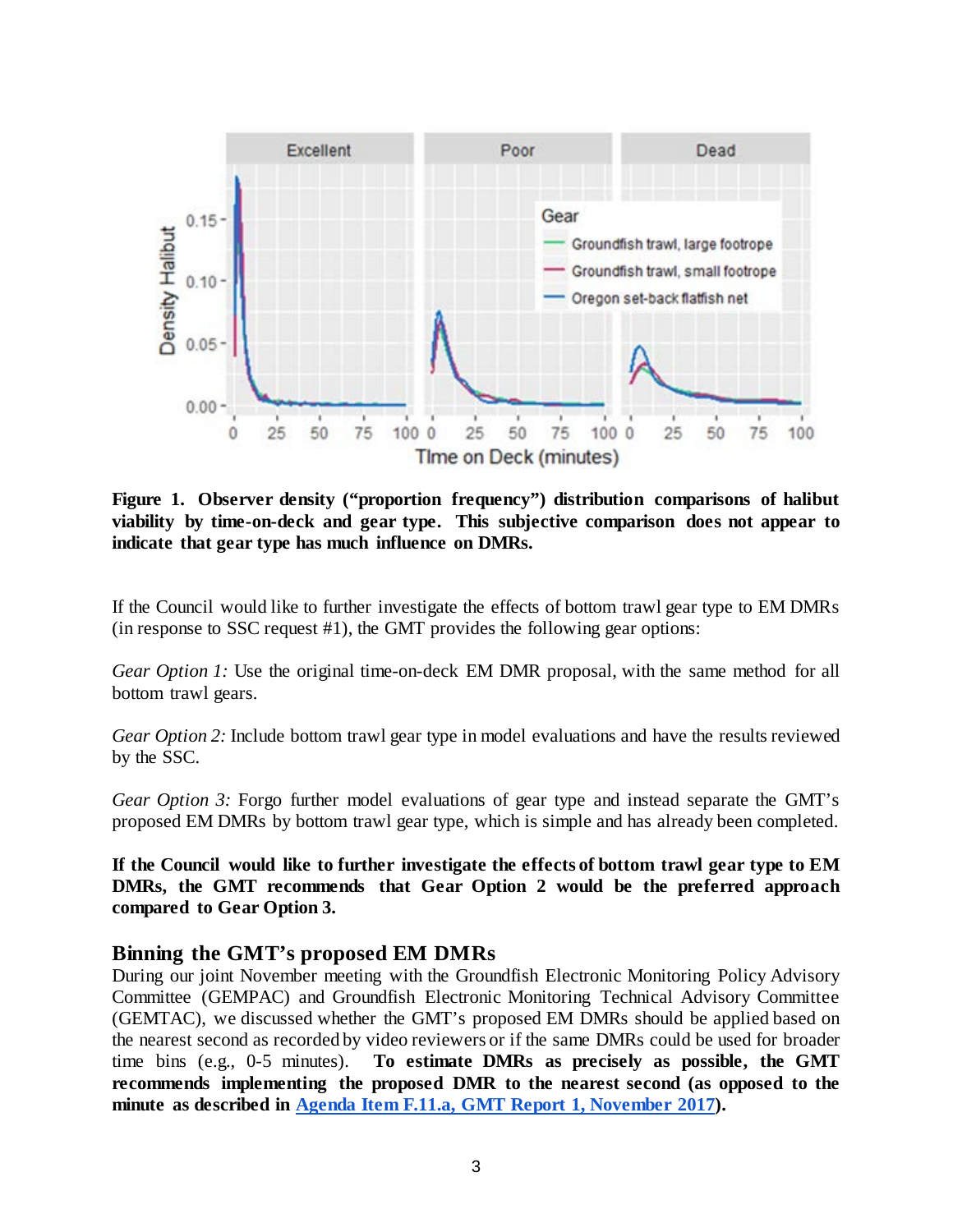**Figure 1. Observer density ("proportion frequency") distribution comparisons of halibut viability by time-on-deck and gear type. This subjective comparison does not appear to indicate that gear type has much influence on DMRs.**

If the Council would like to further investigate the effects of bottom trawl gear type to EM DMRs (in response to SSC request #1), the GMT provides the following gear options:

*Gear Option 1:* Use the original time-on-deck EM DMR proposal, with the same method for all bottom trawl gears.

*Gear Option 2:* Include bottom trawl gear type in model evaluations and have the results reviewed by the SSC.

*Gear Option 3:* Forgo further model evaluations of gear type and instead separate the GMT's proposed EM DMRs by bottom trawl gear type, which is simple and has already been completed.

**If the Council would like to further investigate the effects of bottom trawl gear type to EM DMRs, the GMT recommends that Gear Option 2 would be the preferred approach compared to Gear Option 3.**

## Binning the GMT's proposed EM DMRs

During our joint November meeting with the Groundfish Electronic Monitoring Policy Advisory Committee (GEMPAC) and Groundfish Electronic Monitoring Technical Advisory Committee (GEMTAC), we discussed whether the GMT's proposed EM DMRs should be applied based on the nearest second as recorded by video reviewers or if the same DMRs could be used for broader time bins (e.g., 0-5 minutes). **To estimate DMRs as precisely as possible, the GMT recommends implementing the proposed DMR to the nearest second (as opposed to the minute as described in [Agenda Item F.11.a, GMT Report 1, November 2017]).**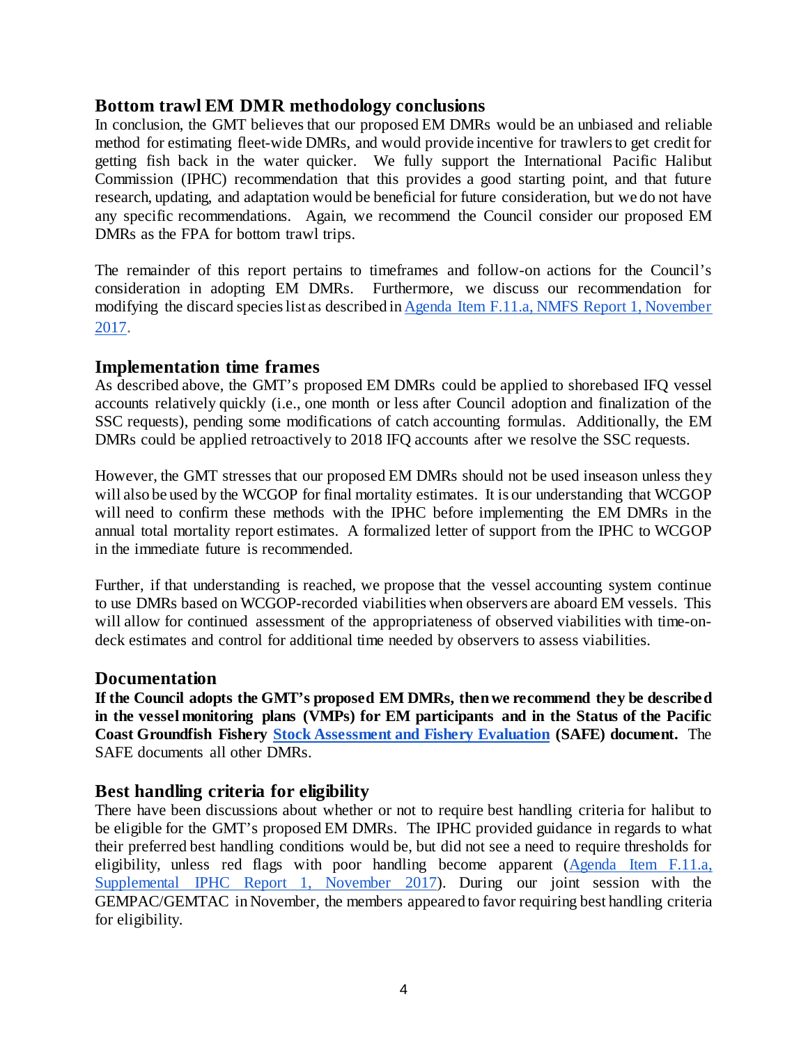## Bottom trawl EM DMR methodology conclusions

In conclusion, the GMT believes that our proposed EM DMRs would be an unbiased and reliable method for estimating fleet-wide DMRs, and would provide incentive for trawlers to get credit for getting fish back in the water quicker. We fully support the International Pacific Halibut Commission (IPHC) recommendation that this provides a good starting point, and that future research, updating, and adaptation would be beneficial for future consideration, but we do not have any specific recommendations. Again, we recommend the Council consider our proposed EM DMRs as the FPA for bottom trawl trips.

The remainder of this report pertains to timeframes and follow-on actions for the Council's consideration in adopting EM DMRs. Furthermore, we discuss our recommendation for modifying the discard species list as described in Agenda Item F.11.a, NMFS Report 1, November 2017.

## Implementation time frames

As described above, the GMT's proposed EM DMRs could be applied to shorebased IFQ vessel accounts relatively quickly (i.e., one month or less after Council adoption and finalization of the SSC requests), pending some modifications of catch accounting formulas. Additionally, the EM DMRs could be applied retroactively to 2018 IFQ accounts after we resolve the SSC requests.

However, the GMT stresses that our proposed EM DMRs should not be used inseason unless they will also be used by the WCGOP for final mortality estimates. It is our understanding that WCGOP will need to confirm these methods with the IPHC before implementing the EM DMRs in the annual total mortality report estimates. A formalized letter of support from the IPHC to WCGOP in the immediate future is recommended.

Further, if that understanding is reached, we propose that the vessel accounting system continue to use DMRs based on WCGOP-recorded viabilities when observers are aboard EM vessels. This will allow for continued assessment of the appropriateness of observed viabilities with time-on-deck estimates and control for additional time needed by observers to assess viabilities.

## Documentation

**If the Council adopts the GMT's proposed EM DMRs, then we recommend they be described in the vessel monitoring plans (VMPs) for EM participants and in the Status of the Pacific Coast Groundfish Fishery Stock Assessment and Fishery Evaluation (SAFE) document.** The SAFE documents all other DMRs.

## Best handling criteria for eligibility

There have been discussions about whether or not to require best handling criteria for halibut to be eligible for the GMT's proposed EM DMRs. The IPHC provided guidance in regards to what their preferred best handling conditions would be, but did not see a need to require thresholds for eligibility, unless red flags with poor handling become apparent (Agenda Item F.11.a, Supplemental IPHC Report 1, November 2017). During our joint session with the GEMPAC/GEMTAC in November, the members appeared to favor requiring best handling criteria for eligibility.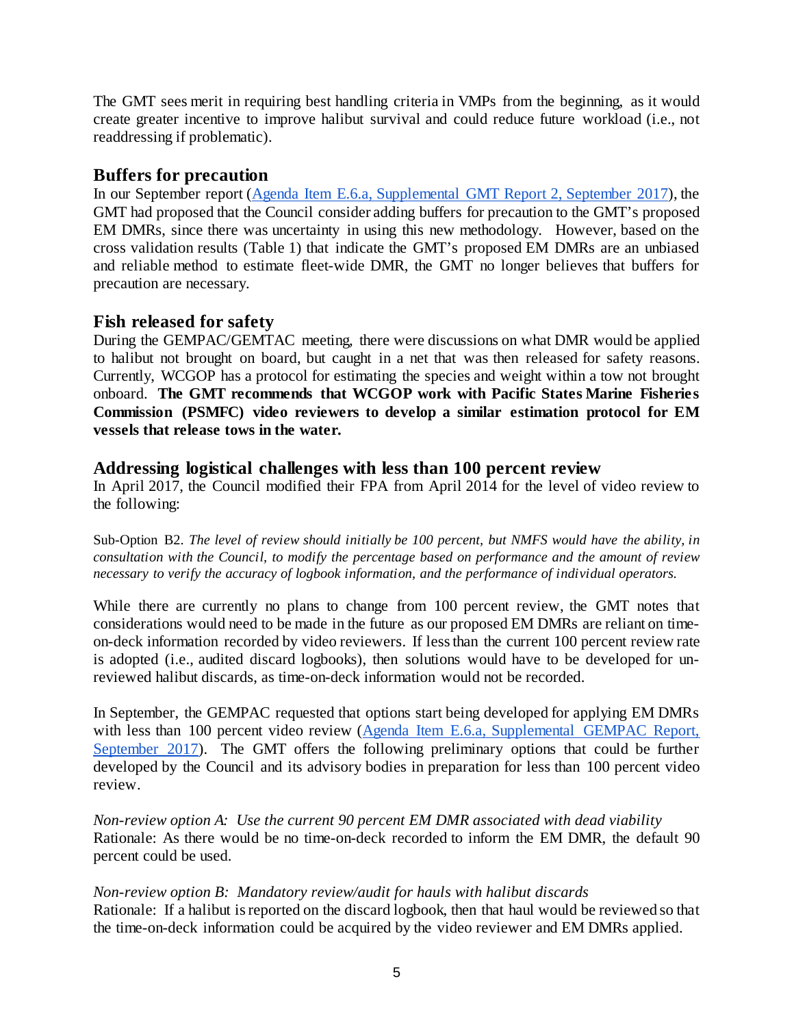The GMT sees merit in requiring best handling criteria in VMPs from the beginning, as it would create greater incentive to improve halibut survival and could reduce future workload (i.e., not readdressing if problematic).

## Buffers for precaution

In our September report ([Agenda Item E.6.a, Supplemental GMT Report 2, September 2017](#)), the GMT had proposed that the Council consider adding buffers for precaution to the GMT's proposed EM DMRs, since there was uncertainty in using this new methodology. However, based on the cross validation results (Table 1) that indicate the GMT's proposed EM DMRs are an unbiased and reliable method to estimate fleet-wide DMR, the GMT no longer believes that buffers for precaution are necessary.

## Fish released for safety

During the GEMPAC/GEMTAC meeting, there were discussions on what DMR would be applied to halibut not brought on board, but caught in a net that was then released for safety reasons. Currently, WCGOP has a protocol for estimating the species and weight within a tow not brought onboard. **The GMT recommends that WCGOP work with Pacific States Marine Fisheries Commission (PSMFC) video reviewers to develop a similar estimation protocol for EM vessels that release tows in the water.**

## Addressing logistical challenges with less than 100 percent review

In April 2017, the Council modified their FPA from April 2014 for the level of video review to the following:

> Sub-Option B2. *The level of review should initially be 100 percent, but NMFS would have the ability, in consultation with the Council, to modify the percentage based on performance and the amount of review necessary to verify the accuracy of logbook information, and the performance of individual operators.*

While there are currently no plans to change from 100 percent review, the GMT notes that considerations would need to be made in the future as our proposed EM DMRs are reliant on time-on-deck information recorded by video reviewers. If less than the current 100 percent review rate is adopted (i.e., audited discard logbooks), then solutions would have to be developed for un-reviewed halibut discards, as time-on-deck information would not be recorded.

In September, the GEMPAC requested that options start being developed for applying EM DMRs with less than 100 percent video review ([Agenda Item E.6.a, Supplemental GEMPAC Report, September 2017](#)). The GMT offers the following preliminary options that could be further developed by the Council and its advisory bodies in preparation for less than 100 percent video review.

*Non-review option A: Use the current 90 percent EM DMR associated with dead viability*
Rationale: As there would be no time-on-deck recorded to inform the EM DMR, the default 90 percent could be used.

*Non-review option B: Mandatory review/audit for hauls with halibut discards*
Rationale: If a halibut is reported on the discard logbook, then that haul would be reviewed so that the time-on-deck information could be acquired by the video reviewer and EM DMRs applied.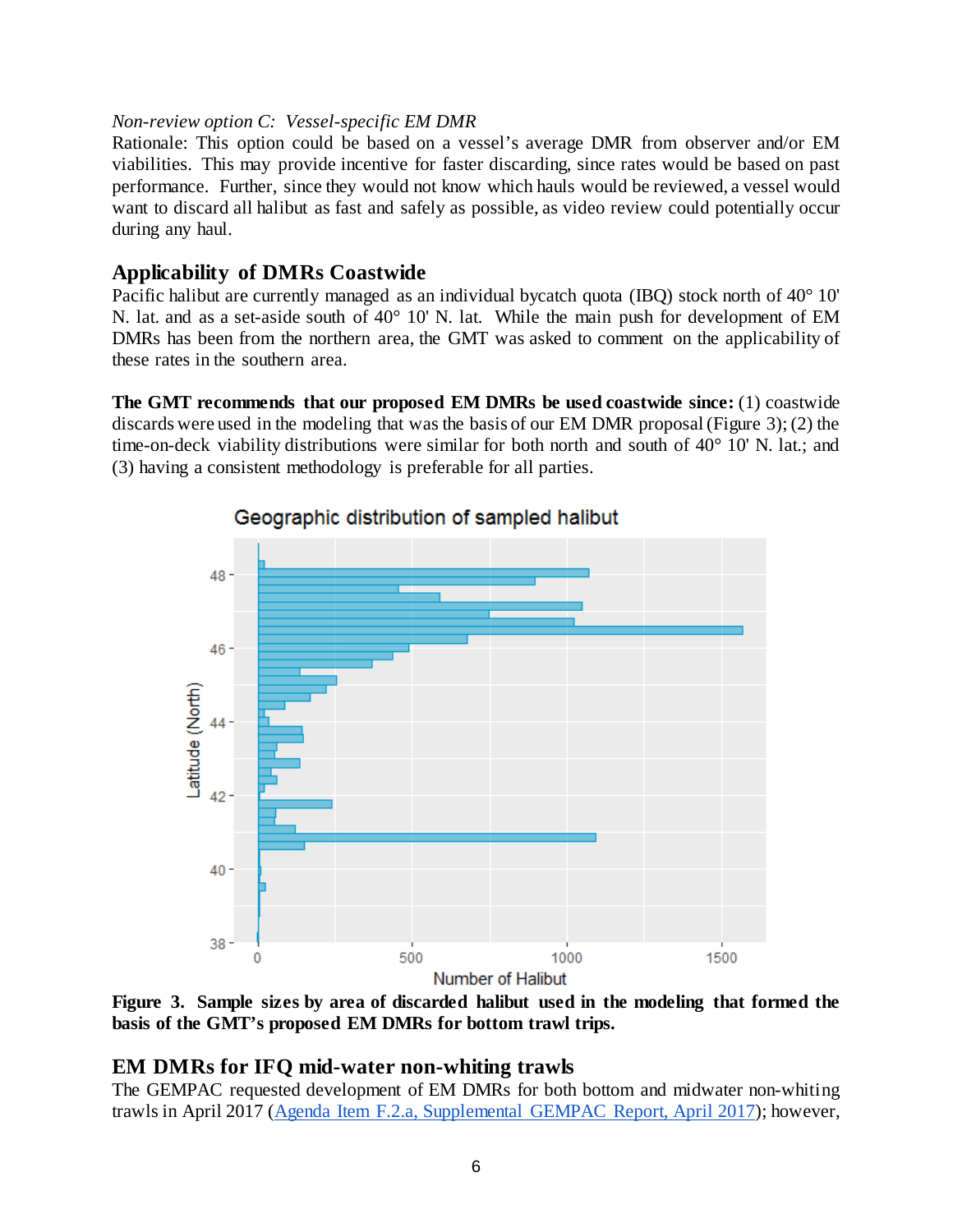*Non-review option C: Vessel-specific EM DMR*

Rationale: This option could be based on a vessel's average DMR from observer and/or EM viabilities. This may provide incentive for faster discarding, since rates would be based on past performance. Further, since they would not know which hauls would be reviewed, a vessel would want to discard all halibut as fast and safely as possible, as video review could potentially occur during any haul.

## Applicability of DMRs Coastwide

Pacific halibut are currently managed as an individual bycatch quota (IBQ) stock north of 40° 10' N. lat. and as a set-aside south of 40° 10' N. lat. While the main push for development of EM DMRs has been from the northern area, the GMT was asked to comment on the applicability of these rates in the southern area.

**The GMT recommends that our proposed EM DMRs be used coastwide since:** (1) coastwide discards were used in the modeling that was the basis of our EM DMR proposal (Figure 3); (2) the time-on-deck viability distributions were similar for both north and south of 40° 10' N. lat.; and (3) having a consistent methodology is preferable for all parties.

**Figure 3. Sample sizes by area of discarded halibut used in the modeling that formed the basis of the GMT's proposed EM DMRs for bottom trawl trips.**

## EM DMRs for IFQ mid-water non-whiting trawls

The GEMPAC requested development of EM DMRs for both bottom and midwater non-whiting trawls in April 2017 ([Agenda Item F.2.a, Supplemental GEMPAC Report, April 2017](Agenda Item F.2.a, Supplemental GEMPAC Report, April 2017)); however,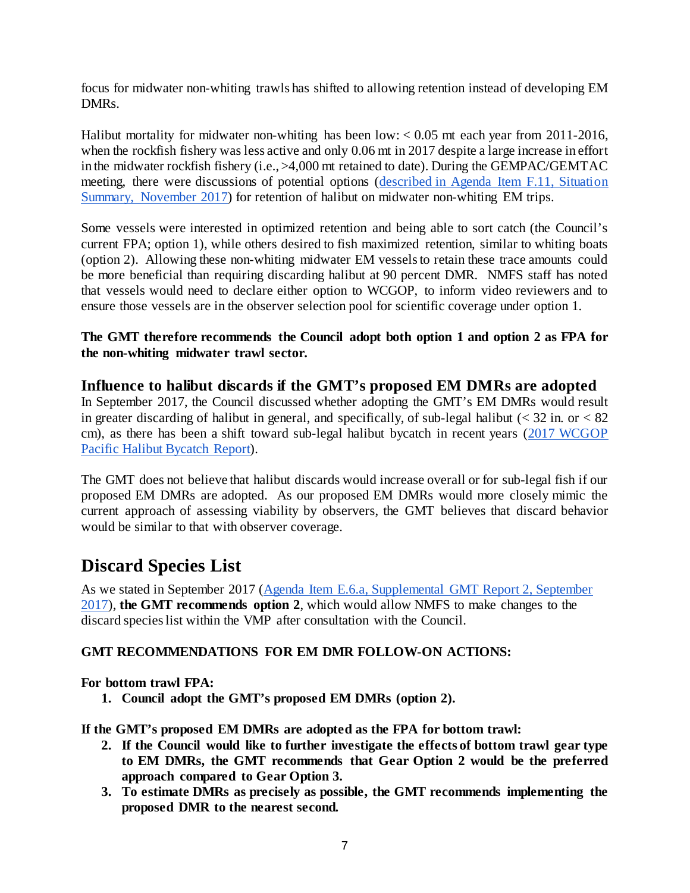focus for midwater non-whiting trawls has shifted to allowing retention instead of developing EM DMRs.

Halibut mortality for midwater non-whiting has been low: < 0.05 mt each year from 2011-2016, when the rockfish fishery was less active and only 0.06 mt in 2017 despite a large increase in effort in the midwater rockfish fishery (i.e., >4,000 mt retained to date). During the GEMPAC/GEMTAC meeting, there were discussions of potential options ([described in Agenda Item F.11, Situation Summary, November 2017]()) for retention of halibut on midwater non-whiting EM trips.

Some vessels were interested in optimized retention and being able to sort catch (the Council's current FPA; option 1), while others desired to fish maximized retention, similar to whiting boats (option 2). Allowing these non-whiting midwater EM vessels to retain these trace amounts could be more beneficial than requiring discarding halibut at 90 percent DMR. NMFS staff has noted that vessels would need to declare either option to WCGOP, to inform video reviewers and to ensure those vessels are in the observer selection pool for scientific coverage under option 1.

**The GMT therefore recommends the Council adopt both option 1 and option 2 as FPA for the non-whiting midwater trawl sector.**

## Influence to halibut discards if the GMT's proposed EM DMRs are adopted

In September 2017, the Council discussed whether adopting the GMT's EM DMRs would result in greater discarding of halibut in general, and specifically, of sub-legal halibut (< 32 in. or < 82 cm), as there has been a shift toward sub-legal halibut bycatch in recent years ([2017 WCGOP Pacific Halibut Bycatch Report]()).

The GMT does not believe that halibut discards would increase overall or for sub-legal fish if our proposed EM DMRs are adopted. As our proposed EM DMRs would more closely mimic the current approach of assessing viability by observers, the GMT believes that discard behavior would be similar to that with observer coverage.

# Discard Species List

As we stated in September 2017 ([Agenda Item E.6.a, Supplemental GMT Report 2, September 2017]()), **the GMT recommends option 2**, which would allow NMFS to make changes to the discard species list within the VMP after consultation with the Council.

**GMT RECOMMENDATIONS FOR EM DMR FOLLOW-ON ACTIONS:**

**For bottom trawl FPA:**

1. **Council adopt the GMT's proposed EM DMRs (option 2).**

**If the GMT's proposed EM DMRs are adopted as the FPA for bottom trawl:**

2. **If the Council would like to further investigate the effects of bottom trawl gear type to EM DMRs, the GMT recommends that Gear Option 2 would be the preferred approach compared to Gear Option 3.**
3. **To estimate DMRs as precisely as possible, the GMT recommends implementing the proposed DMR to the nearest second.**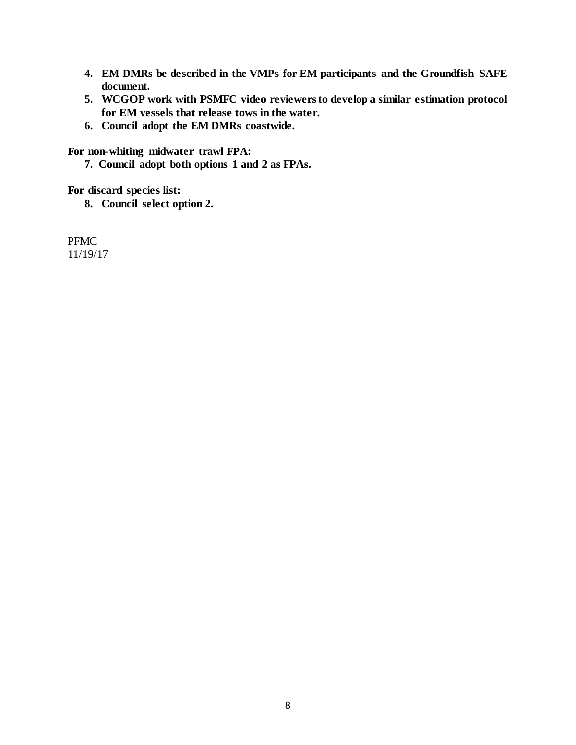4. **EM DMRs be described in the VMPs for EM participants and the Groundfish SAFE document.**
5. **WCGOP work with PSMFC video reviewers to develop a similar estimation protocol for EM vessels that release tows in the water.**
6. **Council adopt the EM DMRs coastwide.**

**For non-whiting midwater trawl FPA:**

7. **Council adopt both options 1 and 2 as FPAs.**

**For discard species list:**

8. **Council select option 2.**

PFMC
11/19/17